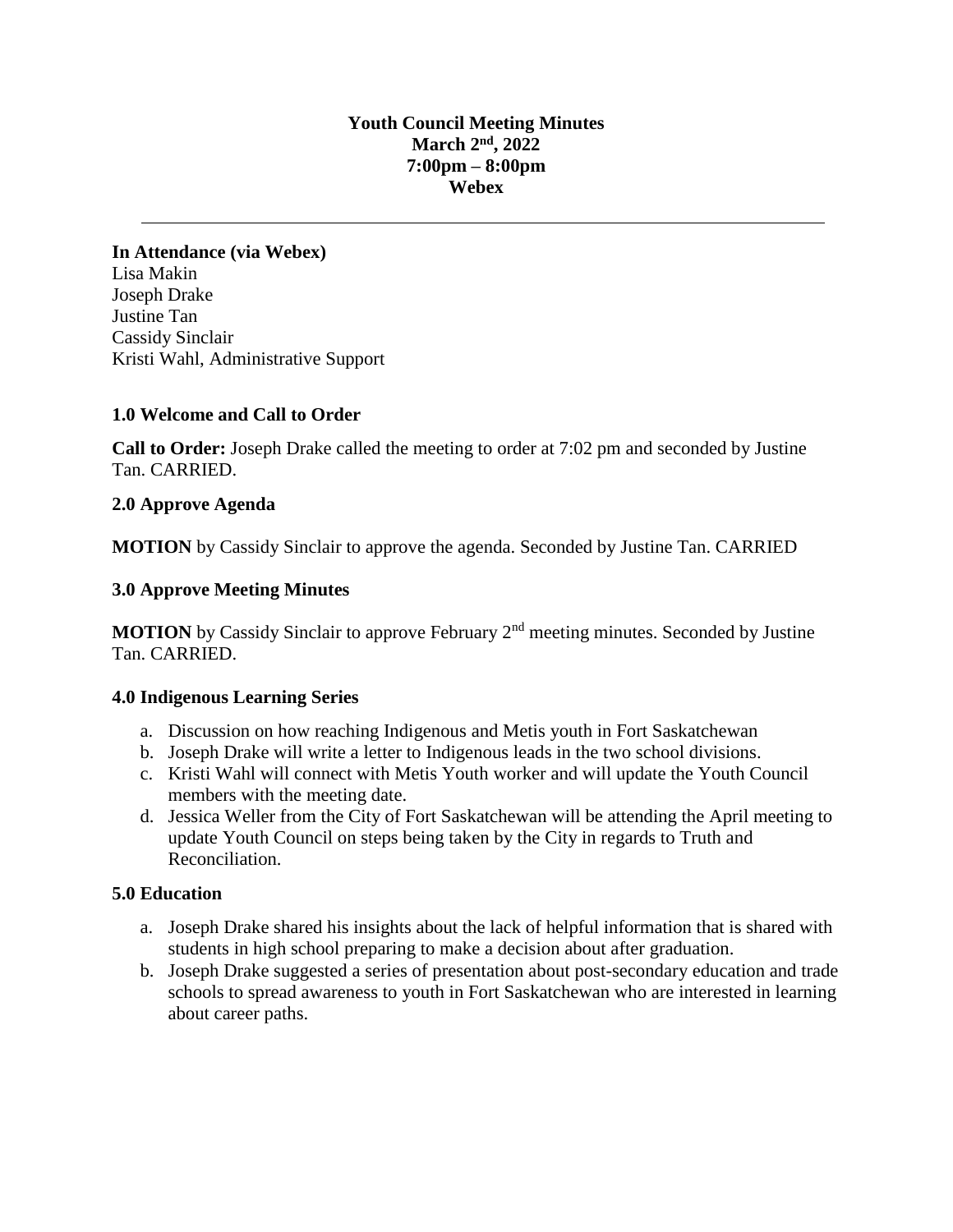**Youth Council Meeting Minutes**
**March 2nd, 2022**
**7:00pm – 8:00pm**
**Webex**

---

**In Attendance (via Webex)**
Lisa Makin
Joseph Drake
Justine Tan
Cassidy Sinclair
Kristi Wahl, Administrative Support

### 1.0 Welcome and Call to Order

**Call to Order:** Joseph Drake called the meeting to order at 7:02 pm and seconded by Justine Tan. CARRIED.

### 2.0 Approve Agenda

**MOTION** by Cassidy Sinclair to approve the agenda. Seconded by Justine Tan. CARRIED

### 3.0 Approve Meeting Minutes

**MOTION** by Cassidy Sinclair to approve February 2nd meeting minutes. Seconded by Justine Tan. CARRIED.

### 4.0 Indigenous Learning Series

a. Discussion on how reaching Indigenous and Metis youth in Fort Saskatchewan
b. Joseph Drake will write a letter to Indigenous leads in the two school divisions.
c. Kristi Wahl will connect with Metis Youth worker and will update the Youth Council members with the meeting date.
d. Jessica Weller from the City of Fort Saskatchewan will be attending the April meeting to update Youth Council on steps being taken by the City in regards to Truth and Reconciliation.

### 5.0 Education

a. Joseph Drake shared his insights about the lack of helpful information that is shared with students in high school preparing to make a decision about after graduation.
b. Joseph Drake suggested a series of presentation about post-secondary education and trade schools to spread awareness to youth in Fort Saskatchewan who are interested in learning about career paths.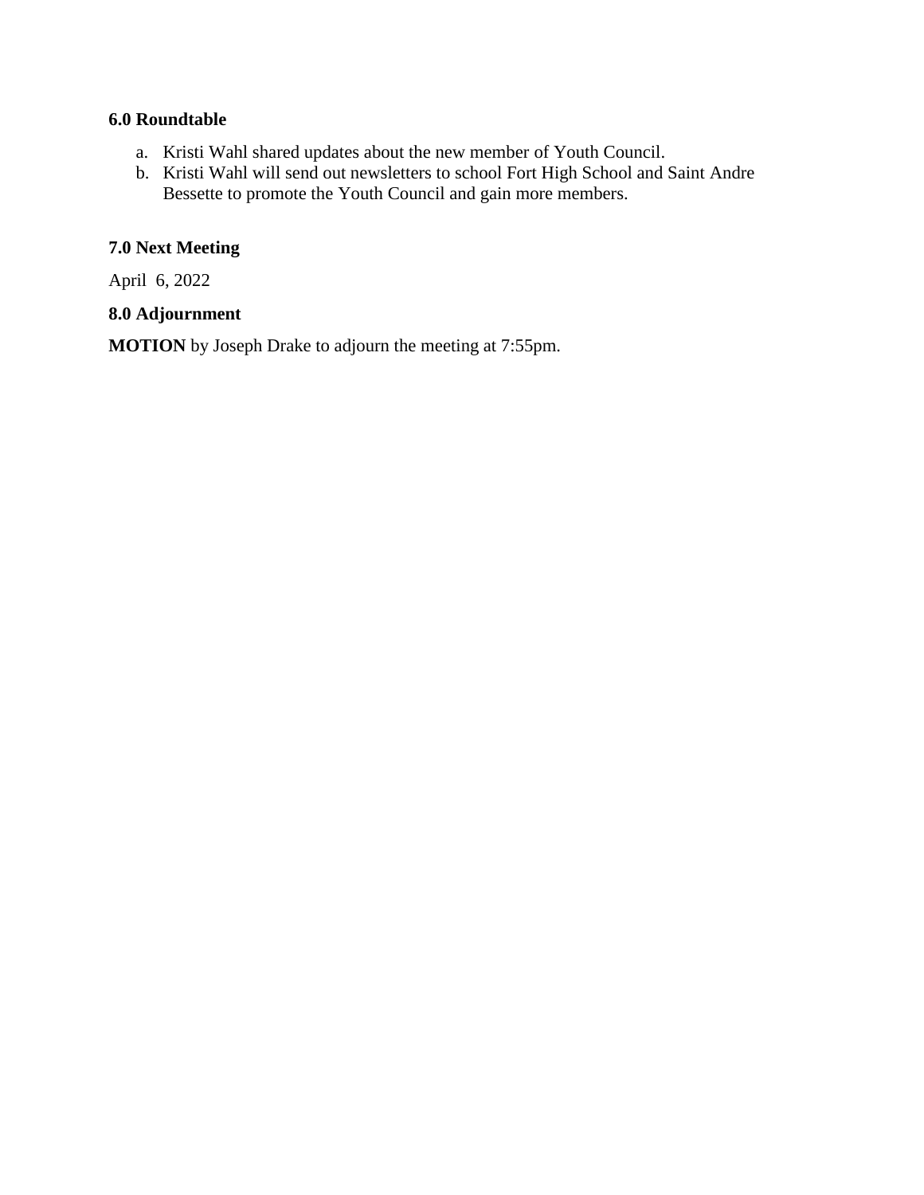**6.0 Roundtable**

a. Kristi Wahl shared updates about the new member of Youth Council.
b. Kristi Wahl will send out newsletters to school Fort High School and Saint Andre Bessette to promote the Youth Council and gain more members.

**7.0 Next Meeting**

April 6, 2022

**8.0 Adjournment**

**MOTION** by Joseph Drake to adjourn the meeting at 7:55pm.